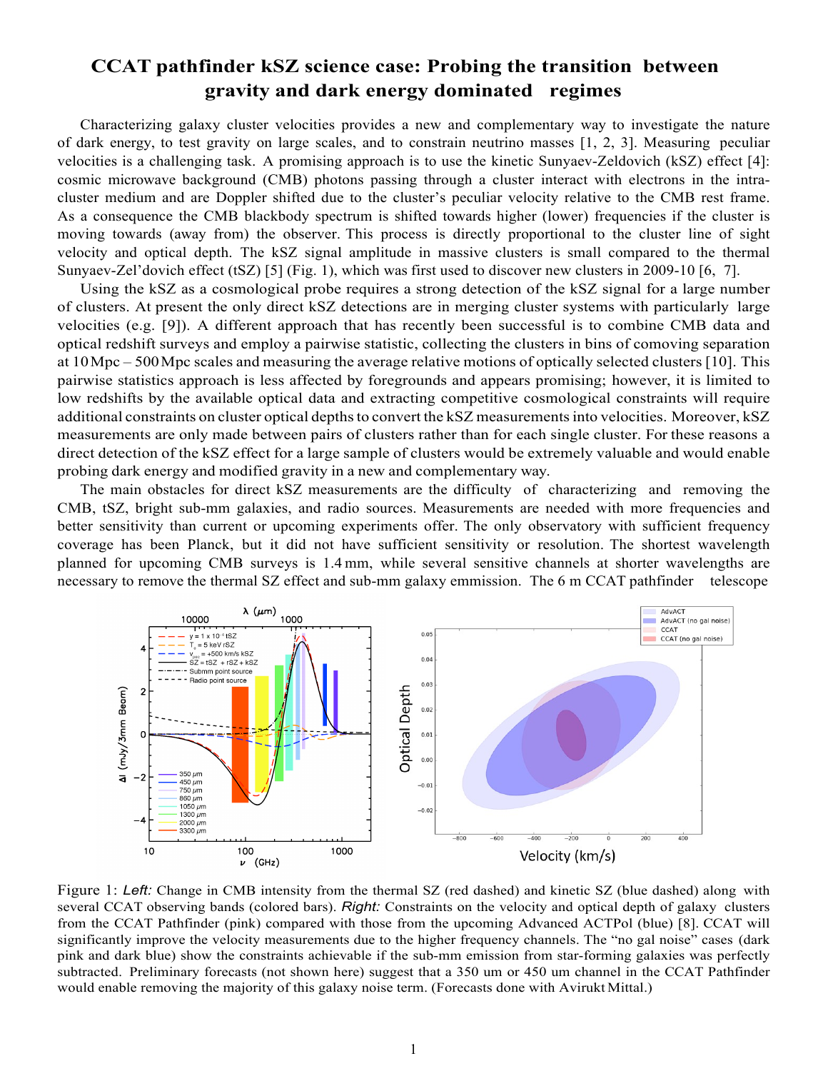# CCAT pathfinder kSZ science case: Probing the transition between gravity and dark energy dominated regimes

Characterizing galaxy cluster velocities provides a new and complementary way to investigate the nature of dark energy, to test gravity on large scales, and to constrain neutrino masses [1, 2, 3]. Measuring peculiar velocities is a challenging task. A promising approach is to use the kinetic Sunyaev-Zeldovich (kSZ) effect [4]: cosmic microwave background (CMB) photons passing through a cluster interact with electrons in the intra-cluster medium and are Doppler shifted due to the cluster's peculiar velocity relative to the CMB rest frame. As a consequence the CMB blackbody spectrum is shifted towards higher (lower) frequencies if the cluster is moving towards (away from) the observer. This process is directly proportional to the cluster line of sight velocity and optical depth. The kSZ signal amplitude in massive clusters is small compared to the thermal Sunyaev-Zel'dovich effect (tSZ) [5] (Fig. 1), which was first used to discover new clusters in 2009-10 [6, 7].

Using the kSZ as a cosmological probe requires a strong detection of the kSZ signal for a large number of clusters. At present the only direct kSZ detections are in merging cluster systems with particularly large velocities (e.g. [9]). A different approach that has recently been successful is to combine CMB data and optical redshift surveys and employ a pairwise statistic, collecting the clusters in bins of comoving separation at 10 Mpc – 500 Mpc scales and measuring the average relative motions of optically selected clusters [10]. This pairwise statistics approach is less affected by foregrounds and appears promising; however, it is limited to low redshifts by the available optical data and extracting competitive cosmological constraints will require additional constraints on cluster optical depths to convert the kSZ measurements into velocities. Moreover, kSZ measurements are only made between pairs of clusters rather than for each single cluster. For these reasons a direct detection of the kSZ effect for a large sample of clusters would be extremely valuable and would enable probing dark energy and modified gravity in a new and complementary way.

The main obstacles for direct kSZ measurements are the difficulty of characterizing and removing the CMB, tSZ, bright sub-mm galaxies, and radio sources. Measurements are needed with more frequencies and better sensitivity than current or upcoming experiments offer. The only observatory with sufficient frequency coverage has been Planck, but it did not have sufficient sensitivity or resolution. The shortest wavelength planned for upcoming CMB surveys is 1.4 mm, while several sensitive channels at shorter wavelengths are necessary to remove the thermal SZ effect and sub-mm galaxy emmission. The 6 m CCAT pathfinder telescope

Figure 1: *Left:* Change in CMB intensity from the thermal SZ (red dashed) and kinetic SZ (blue dashed) along with several CCAT observing bands (colored bars). *Right:* Constraints on the velocity and optical depth of galaxy clusters from the CCAT Pathfinder (pink) compared with those from the upcoming Advanced ACTPol (blue) [8]. CCAT will significantly improve the velocity measurements due to the higher frequency channels. The "no gal noise" cases (dark pink and dark blue) show the constraints achievable if the sub-mm emission from star-forming galaxies was perfectly subtracted. Preliminary forecasts (not shown here) suggest that a 350 um or 450 um channel in the CCAT Pathfinder would enable removing the majority of this galaxy noise term. (Forecasts done with Avirukt Mittal.)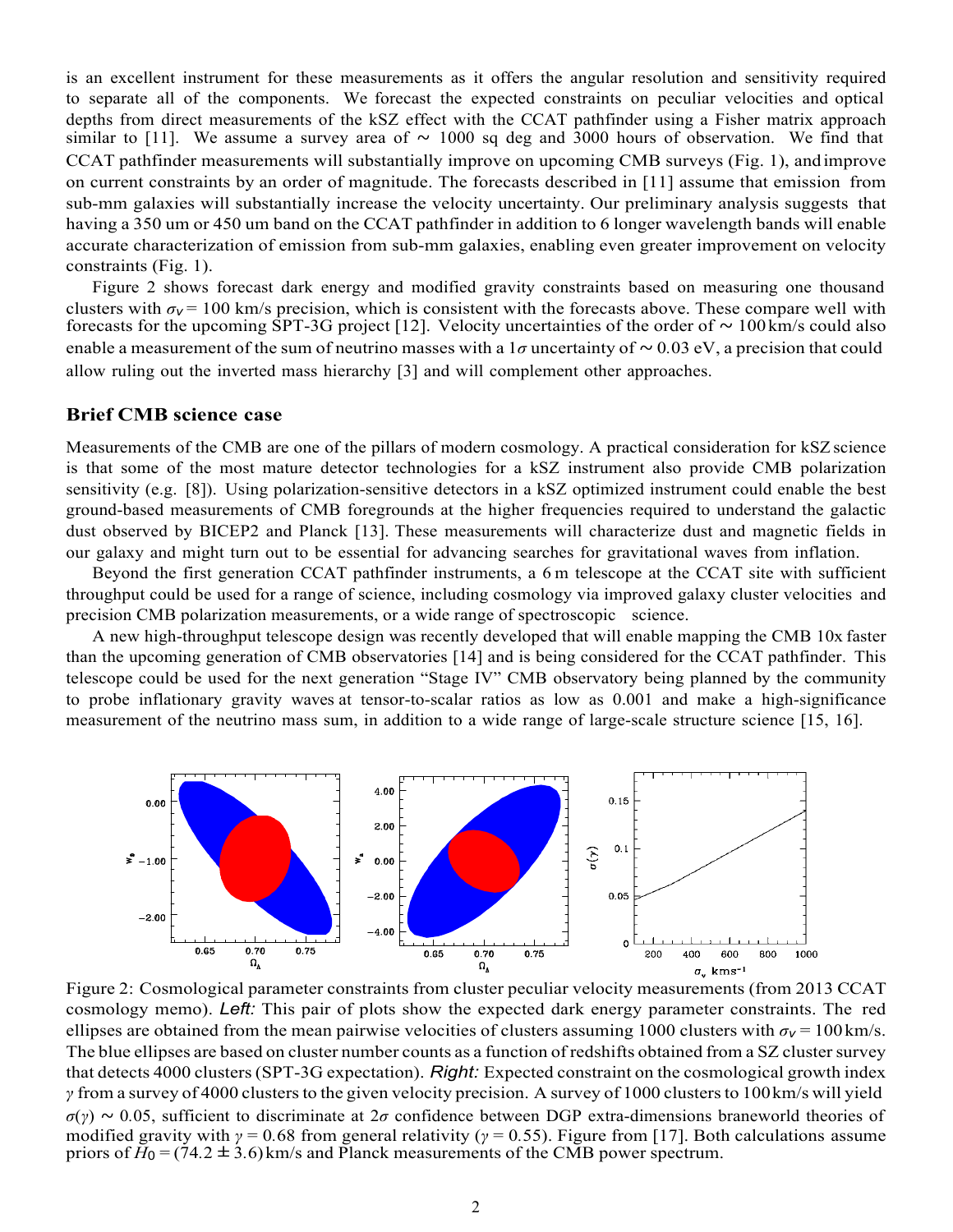is an excellent instrument for these measurements as it offers the angular resolution and sensitivity required to separate all of the components. We forecast the expected constraints on peculiar velocities and optical depths from direct measurements of the kSZ effect with the CCAT pathfinder using a Fisher matrix approach similar to [11]. We assume a survey area of ∼ 1000 sq deg and 3000 hours of observation. We find that CCAT pathfinder measurements will substantially improve on upcoming CMB surveys (Fig. 1), and improve on current constraints by an order of magnitude. The forecasts described in [11] assume that emission from sub-mm galaxies will substantially increase the velocity uncertainty. Our preliminary analysis suggests that having a 350 um or 450 um band on the CCAT pathfinder in addition to 6 longer wavelength bands will enable accurate characterization of emission from sub-mm galaxies, enabling even greater improvement on velocity constraints (Fig. 1).

Figure 2 shows forecast dark energy and modified gravity constraints based on measuring one thousand clusters with $\sigma_V = 100$ km/s precision, which is consistent with the forecasts above. These compare well with forecasts for the upcoming SPT-3G project [12]. Velocity uncertainties of the order of ∼ 100 km/s could also enable a measurement of the sum of neutrino masses with a $1\sigma$ uncertainty of ∼ 0.03 eV, a precision that could allow ruling out the inverted mass hierarchy [3] and will complement other approaches.

## Brief CMB science case

Measurements of the CMB are one of the pillars of modern cosmology. A practical consideration for kSZ science is that some of the most mature detector technologies for a kSZ instrument also provide CMB polarization sensitivity (e.g. [8]). Using polarization-sensitive detectors in a kSZ optimized instrument could enable the best ground-based measurements of CMB foregrounds at the higher frequencies required to understand the galactic dust observed by BICEP2 and Planck [13]. These measurements will characterize dust and magnetic fields in our galaxy and might turn out to be essential for advancing searches for gravitational waves from inflation.

Beyond the first generation CCAT pathfinder instruments, a 6 m telescope at the CCAT site with sufficient throughput could be used for a range of science, including cosmology via improved galaxy cluster velocities and precision CMB polarization measurements, or a wide range of spectroscopic science.

A new high-throughput telescope design was recently developed that will enable mapping the CMB 10x faster than the upcoming generation of CMB observatories [14] and is being considered for the CCAT pathfinder. This telescope could be used for the next generation "Stage IV" CMB observatory being planned by the community to probe inflationary gravity waves at tensor-to-scalar ratios as low as 0.001 and make a high-significance measurement of the neutrino mass sum, in addition to a wide range of large-scale structure science [15, 16].

Figure 2: Cosmological parameter constraints from cluster peculiar velocity measurements (from 2013 CCAT cosmology memo). *Left:* This pair of plots show the expected dark energy parameter constraints. The red ellipses are obtained from the mean pairwise velocities of clusters assuming 1000 clusters with $\sigma_V = 100$ km/s. The blue ellipses are based on cluster number counts as a function of redshifts obtained from a SZ cluster survey that detects 4000 clusters (SPT-3G expectation). *Right:* Expected constraint on the cosmological growth index $\gamma$ from a survey of 4000 clusters to the given velocity precision. A survey of 1000 clusters to 100 km/s will yield $\sigma(\gamma) \sim 0.05$, sufficient to discriminate at $2\sigma$ confidence between DGP extra-dimensions braneworld theories of modified gravity with $\gamma = 0.68$ from general relativity ($\gamma = 0.55$). Figure from [17]. Both calculations assume priors of $H_0 = (74.2 \pm 3.6)$ km/s and Planck measurements of the CMB power spectrum.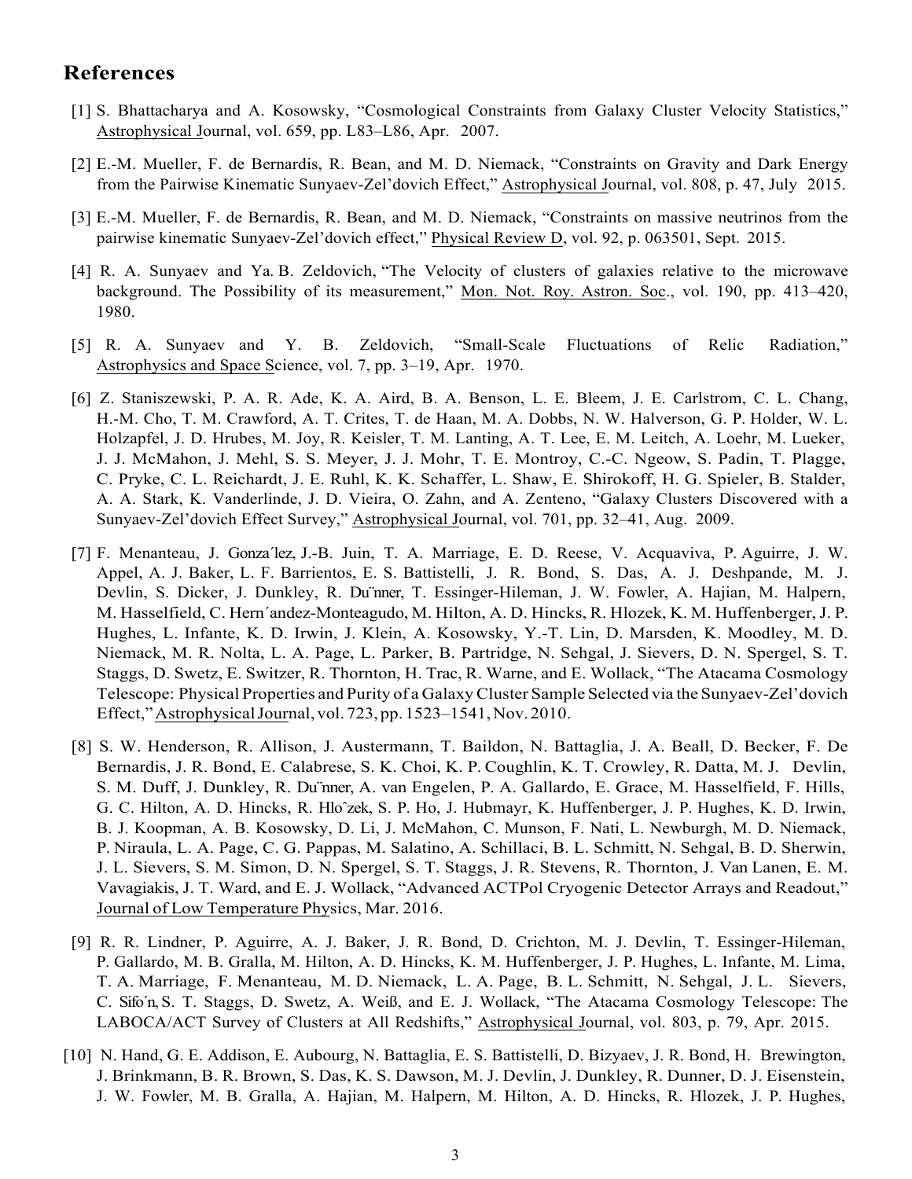## References

[1] S. Bhattacharya and A. Kosowsky, "Cosmological Constraints from Galaxy Cluster Velocity Statistics," Astrophysical Journal, vol. 659, pp. L83–L86, Apr. 2007.

[2] E.-M. Mueller, F. de Bernardis, R. Bean, and M. D. Niemack, "Constraints on Gravity and Dark Energy from the Pairwise Kinematic Sunyaev-Zel'dovich Effect," Astrophysical Journal, vol. 808, p. 47, July 2015.

[3] E.-M. Mueller, F. de Bernardis, R. Bean, and M. D. Niemack, "Constraints on massive neutrinos from the pairwise kinematic Sunyaev-Zel'dovich effect," Physical Review D, vol. 92, p. 063501, Sept. 2015.

[4] R. A. Sunyaev and Ya. B. Zeldovich, "The Velocity of clusters of galaxies relative to the microwave background. The Possibility of its measurement," Mon. Not. Roy. Astron. Soc., vol. 190, pp. 413–420, 1980.

[5] R. A. Sunyaev and Y. B. Zeldovich, "Small-Scale Fluctuations of Relic Radiation," Astrophysics and Space Science, vol. 7, pp. 3–19, Apr. 1970.

[6] Z. Staniszewski, P. A. R. Ade, K. A. Aird, B. A. Benson, L. E. Bleem, J. E. Carlstrom, C. L. Chang, H.-M. Cho, T. M. Crawford, A. T. Crites, T. de Haan, M. A. Dobbs, N. W. Halverson, G. P. Holder, W. L. Holzapfel, J. D. Hrubes, M. Joy, R. Keisler, T. M. Lanting, A. T. Lee, E. M. Leitch, A. Loehr, M. Lueker, J. J. McMahon, J. Mehl, S. S. Meyer, J. J. Mohr, T. E. Montroy, C.-C. Ngeow, S. Padin, T. Plagge, C. Pryke, C. L. Reichardt, J. E. Ruhl, K. K. Schaffer, L. Shaw, E. Shirokoff, H. G. Spieler, B. Stalder, A. A. Stark, K. Vanderlinde, J. D. Vieira, O. Zahn, and A. Zenteno, "Galaxy Clusters Discovered with a Sunyaev-Zel'dovich Effect Survey," Astrophysical Journal, vol. 701, pp. 32–41, Aug. 2009.

[7] F. Menanteau, J. González, J.-B. Juin, T. A. Marriage, E. D. Reese, V. Acquaviva, P. Aguirre, J. W. Appel, A. J. Baker, L. F. Barrientos, E. S. Battistelli, J. R. Bond, S. Das, A. J. Deshpande, M. J. Devlin, S. Dicker, J. Dunkley, R. Dünner, T. Essinger-Hileman, J. W. Fowler, A. Hajian, M. Halpern, M. Hasselfield, C. Hernández-Monteagudo, M. Hilton, A. D. Hincks, R. Hlozek, K. M. Huffenberger, J. P. Hughes, L. Infante, K. D. Irwin, J. Klein, A. Kosowsky, Y.-T. Lin, D. Marsden, K. Moodley, M. D. Niemack, M. R. Nolta, L. A. Page, L. Parker, B. Partridge, N. Sehgal, J. Sievers, D. N. Spergel, S. T. Staggs, D. Swetz, E. Switzer, R. Thornton, H. Trac, R. Warne, and E. Wollack, "The Atacama Cosmology Telescope: Physical Properties and Purity of a Galaxy Cluster Sample Selected via the Sunyaev-Zel'dovich Effect," Astrophysical Journal, vol. 723, pp. 1523–1541, Nov. 2010.

[8] S. W. Henderson, R. Allison, J. Austermann, T. Baildon, N. Battaglia, J. A. Beall, D. Becker, F. De Bernardis, J. R. Bond, E. Calabrese, S. K. Choi, K. P. Coughlin, K. T. Crowley, R. Datta, M. J. Devlin, S. M. Duff, J. Dunkley, R. Dünner, A. van Engelen, P. A. Gallardo, E. Grace, M. Hasselfield, F. Hills, G. C. Hilton, A. D. Hincks, R. Hlozek, S. P. Ho, J. Hubmayr, K. Huffenberger, J. P. Hughes, K. D. Irwin, B. J. Koopman, A. B. Kosowsky, D. Li, J. McMahon, C. Munson, F. Nati, L. Newburgh, M. D. Niemack, P. Niraula, L. A. Page, C. G. Pappas, M. Salatino, A. Schillaci, B. L. Schmitt, N. Sehgal, B. D. Sherwin, J. L. Sievers, S. M. Simon, D. N. Spergel, S. T. Staggs, J. R. Stevens, R. Thornton, J. Van Lanen, E. M. Vavagiakis, J. T. Ward, and E. J. Wollack, "Advanced ACTPol Cryogenic Detector Arrays and Readout," Journal of Low Temperature Physics, Mar. 2016.

[9] R. R. Lindner, P. Aguirre, A. J. Baker, J. R. Bond, D. Crichton, M. J. Devlin, T. Essinger-Hileman, P. Gallardo, M. B. Gralla, M. Hilton, A. D. Hincks, K. M. Huffenberger, J. P. Hughes, L. Infante, M. Lima, T. A. Marriage, F. Menanteau, M. D. Niemack, L. A. Page, B. L. Schmitt, N. Sehgal, J. L. Sievers, C. Sifón, S. T. Staggs, D. Swetz, A. Weiß, and E. J. Wollack, "The Atacama Cosmology Telescope: The LABOCA/ACT Survey of Clusters at All Redshifts," Astrophysical Journal, vol. 803, p. 79, Apr. 2015.

[10] N. Hand, G. E. Addison, E. Aubourg, N. Battaglia, E. S. Battistelli, D. Bizyaev, J. R. Bond, H. Brewington, J. Brinkmann, B. R. Brown, S. Das, K. S. Dawson, M. J. Devlin, J. Dunkley, R. Dunner, D. J. Eisenstein, J. W. Fowler, M. B. Gralla, A. Hajian, M. Halpern, M. Hilton, A. D. Hincks, R. Hlozek, J. P. Hughes,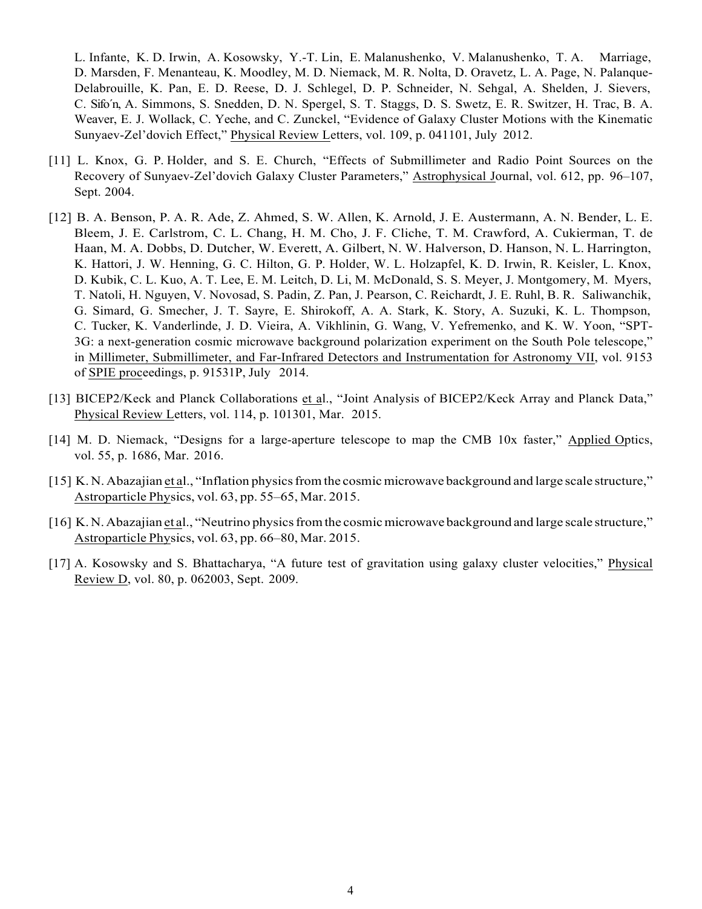L. Infante, K. D. Irwin, A. Kosowsky, Y.-T. Lin, E. Malanushenko, V. Malanushenko, T. A. Marriage, D. Marsden, F. Menanteau, K. Moodley, M. D. Niemack, M. R. Nolta, D. Oravetz, L. A. Page, N. Palanque-Delabrouille, K. Pan, E. D. Reese, D. J. Schlegel, D. P. Schneider, N. Sehgal, A. Shelden, J. Sievers, C. Sifón, A. Simmons, S. Snedden, D. N. Spergel, S. T. Staggs, D. S. Swetz, E. R. Switzer, H. Trac, B. A. Weaver, E. J. Wollack, C. Yeche, and C. Zunckel, "Evidence of Galaxy Cluster Motions with the Kinematic Sunyaev-Zel'dovich Effect," Physical Review Letters, vol. 109, p. 041101, July 2012.

[11] L. Knox, G. P. Holder, and S. E. Church, "Effects of Submillimeter and Radio Point Sources on the Recovery of Sunyaev-Zel'dovich Galaxy Cluster Parameters," Astrophysical Journal, vol. 612, pp. 96–107, Sept. 2004.

[12] B. A. Benson, P. A. R. Ade, Z. Ahmed, S. W. Allen, K. Arnold, J. E. Austermann, A. N. Bender, L. E. Bleem, J. E. Carlstrom, C. L. Chang, H. M. Cho, J. F. Cliche, T. M. Crawford, A. Cukierman, T. de Haan, M. A. Dobbs, D. Dutcher, W. Everett, A. Gilbert, N. W. Halverson, D. Hanson, N. L. Harrington, K. Hattori, J. W. Henning, G. C. Hilton, G. P. Holder, W. L. Holzapfel, K. D. Irwin, R. Keisler, L. Knox, D. Kubik, C. L. Kuo, A. T. Lee, E. M. Leitch, D. Li, M. McDonald, S. S. Meyer, J. Montgomery, M. Myers, T. Natoli, H. Nguyen, V. Novosad, S. Padin, Z. Pan, J. Pearson, C. Reichardt, J. E. Ruhl, B. R. Saliwanchik, G. Simard, G. Smecher, J. T. Sayre, E. Shirokoff, A. A. Stark, K. Story, A. Suzuki, K. L. Thompson, C. Tucker, K. Vanderlinde, J. D. Vieira, A. Vikhlinin, G. Wang, V. Yefremenko, and K. W. Yoon, "SPT-3G: a next-generation cosmic microwave background polarization experiment on the South Pole telescope," in Millimeter, Submillimeter, and Far-Infrared Detectors and Instrumentation for Astronomy VII, vol. 9153 of SPIE proceedings, p. 91531P, July 2014.

[13] BICEP2/Keck and Planck Collaborations et al., "Joint Analysis of BICEP2/Keck Array and Planck Data," Physical Review Letters, vol. 114, p. 101301, Mar. 2015.

[14] M. D. Niemack, "Designs for a large-aperture telescope to map the CMB 10x faster," Applied Optics, vol. 55, p. 1686, Mar. 2016.

[15] K. N. Abazajian et al., "Inflation physics from the cosmic microwave background and large scale structure," Astroparticle Physics, vol. 63, pp. 55–65, Mar. 2015.

[16] K. N. Abazajian et al., "Neutrino physics from the cosmic microwave background and large scale structure," Astroparticle Physics, vol. 63, pp. 66–80, Mar. 2015.

[17] A. Kosowsky and S. Bhattacharya, "A future test of gravitation using galaxy cluster velocities," Physical Review D, vol. 80, p. 062003, Sept. 2009.